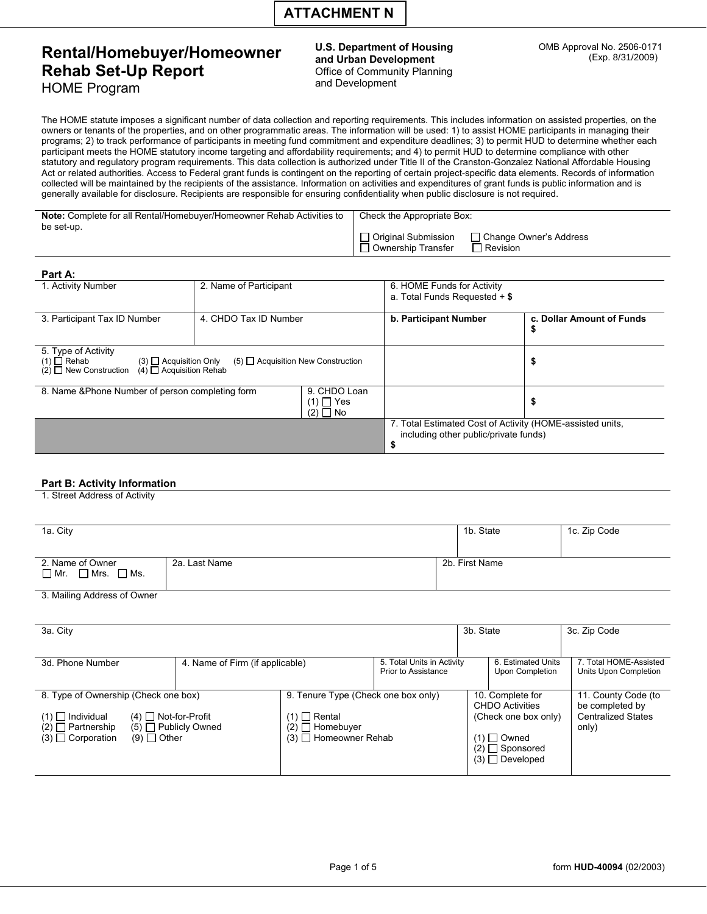**ATTACHMENT N**

# Rental/Homebuyer/Homeowner Rehab Set-Up Report

HOME Program

**U.S. Department of Housing and Urban Development**
Office of Community Planning and Development

OMB Approval No. 2506-0171
(Exp. 8/31/2009)

The HOME statute imposes a significant number of data collection and reporting requirements. This includes information on assisted properties, on the owners or tenants of the properties, and on other programmatic areas. The information will be used: 1) to assist HOME participants in managing their programs; 2) to track performance of participants in meeting fund commitment and expenditure deadlines; 3) to permit HUD to determine whether each participant meets the HOME statutory income targeting and affordability requirements; and 4) to permit HUD to determine compliance with other statutory and regulatory program requirements. This data collection is authorized under Title II of the Cranston-Gonzalez National Affordable Housing Act or related authorities. Access to Federal grant funds is contingent on the reporting of certain project-specific data elements. Records of information collected will be maintained by the recipients of the assistance. Information on activities and expenditures of grant funds is public information and is generally available for disclosure. Recipients are responsible for ensuring confidentiality when public disclosure is not required.

| **Note:** Complete for all Rental/Homebuyer/Homeowner Rehab Activities to be set-up. | Check the Appropriate Box:<br>☐ Original Submission ☐ Change Owner's Address<br>☐ Ownership Transfer ☐ Revision |
|---|---|

## Part A:

| 1. Activity Number | 2. Name of Participant | | 6. HOME Funds for Activity<br>a. Total Funds Requested + **$** | |
|---|---|---|---|---|
| 3. Participant Tax ID Number | 4. CHDO Tax ID Number | | **b. Participant Number** | **c. Dollar Amount of Funds**<br>**$** |
| 5. Type of Activity<br>(1) ☐ Rehab (3) ☐ Acquisition Only (5) ☐ Acquisition New Construction<br>(2) ☐ New Construction (4) ☐ Acquisition Rehab | | | | $ |
| 8. Name &Phone Number of person completing form | | 9. CHDO Loan<br>(1) ☐ Yes<br>(2) ☐ No | | $ |
| | | | 7. Total Estimated Cost of Activity (HOME-assisted units, including other public/private funds)<br>$ | |

## Part B: Activity Information

| 1. Street Address of Activity | | | | | | |
|---|---|---|---|---|---|---|
| 1a. City | | | | | 1b. State | 1c. Zip Code |
| 2. Name of Owner<br>☐ Mr. ☐ Mrs. ☐ Ms. | 2a. Last Name | | 2b. First Name | | | |
| 3. Mailing Address of Owner | | | | | | |
| 3a. City | | | | | 3b. State | 3c. Zip Code |
| 3d. Phone Number | 4. Name of Firm (if applicable) | | 5. Total Units in Activity Prior to Assistance | | 6. Estimated Units Upon Completion | 7. Total HOME-Assisted Units Upon Completion |
| 8. Type of Ownership (Check one box)<br>(1) ☐ Individual (4) ☐ Not-for-Profit<br>(2) ☐ Partnership (5) ☐ Publicly Owned<br>(3) ☐ Corporation (9) ☐ Other | | 9. Tenure Type (Check one box only)<br>(1) ☐ Rental<br>(2) ☐ Homebuyer<br>(3) ☐ Homeowner Rehab | | 10. Complete for CHDO Activities (Check one box only)<br>(1) ☐ Owned<br>(2) ☐ Sponsored<br>(3) ☐ Developed | | 11. County Code (to be completed by Centralized States only) |

form **HUD-40094** (02/2003)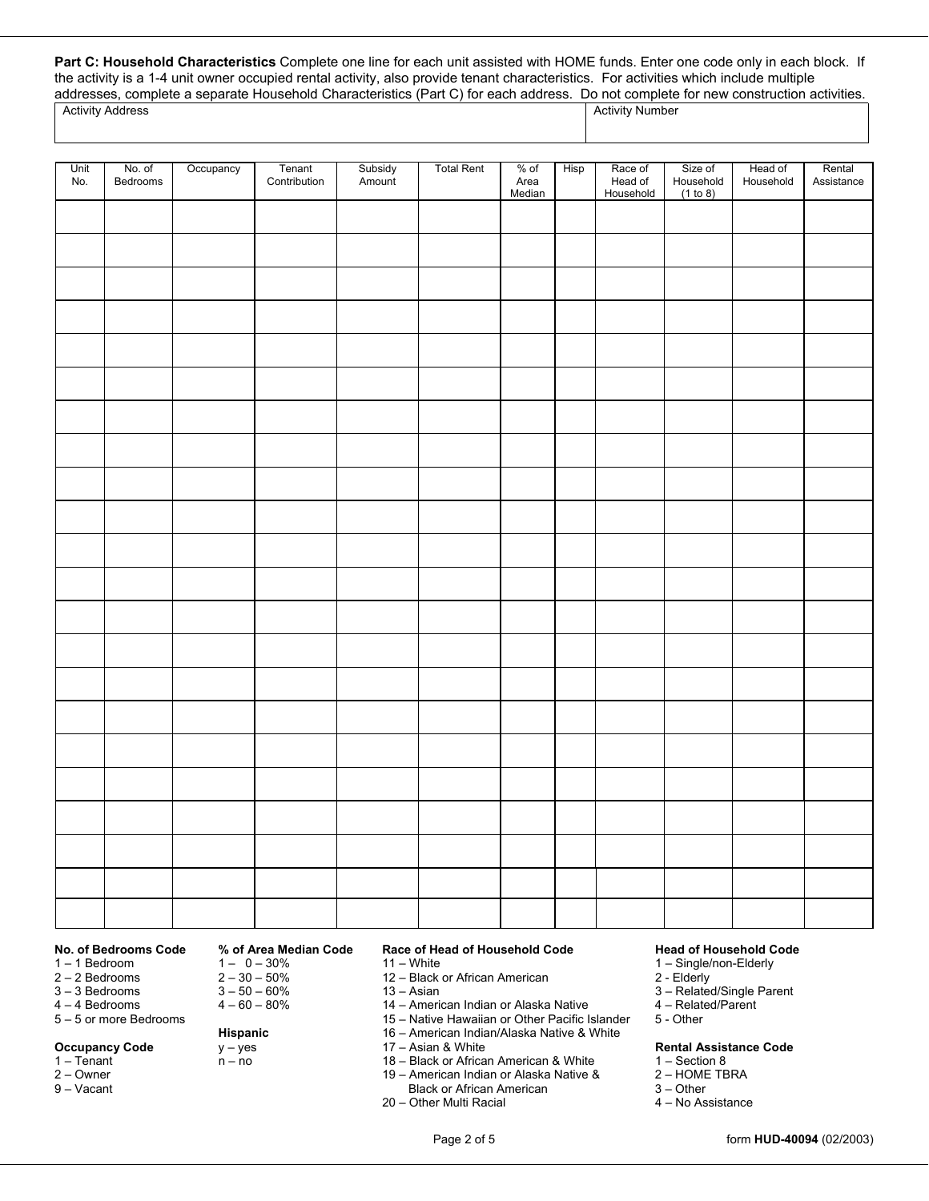**Part C: Household Characteristics** Complete one line for each unit assisted with HOME funds. Enter one code only in each block. If the activity is a 1-4 unit owner occupied rental activity, also provide tenant characteristics. For activities which include multiple addresses, complete a separate Household Characteristics (Part C) for each address. Do not complete for new construction activities.

| Activity Address | Activity Number |
|---|---|
| | |

| Unit No. | No. of Bedrooms | Occupancy | Tenant Contribution | Subsidy Amount | Total Rent | % of Area Median | Hisp | Race of Head of Household | Size of Household (1 to 8) | Head of Household | Rental Assistance |
|---|---|---|---|---|---|---|---|---|---|---|---|
| | | | | | | | | | | | |
| | | | | | | | | | | | |
| | | | | | | | | | | | |
| | | | | | | | | | | | |
| | | | | | | | | | | | |
| | | | | | | | | | | | |
| | | | | | | | | | | | |
| | | | | | | | | | | | |
| | | | | | | | | | | | |
| | | | | | | | | | | | |
| | | | | | | | | | | | |
| | | | | | | | | | | | |
| | | | | | | | | | | | |
| | | | | | | | | | | | |
| | | | | | | | | | | | |
| | | | | | | | | | | | |
| | | | | | | | | | | | |
| | | | | | | | | | | | |
| | | | | | | | | | | | |
| | | | | | | | | | | | |
| | | | | | | | | | | | |
| | | | | | | | | | | | |

**No. of Bedrooms Code**
1 – 1 Bedroom
2 – 2 Bedrooms
3 – 3 Bedrooms
4 – 4 Bedrooms
5 – 5 or more Bedrooms

**Occupancy Code**
1 – Tenant
2 – Owner
9 – Vacant

**% of Area Median Code**
1 – 0 – 30%
2 – 30 – 50%
3 – 50 – 60%
4 – 60 – 80%

**Hispanic**
y – yes
n – no

**Race of Head of Household Code**
11 – White
12 – Black or African American
13 – Asian
14 – American Indian or Alaska Native
15 – Native Hawaiian or Other Pacific Islander
16 – American Indian/Alaska Native & White
17 – Asian & White
18 – Black or African American & White
19 – American Indian or Alaska Native & Black or African American
20 – Other Multi Racial

**Head of Household Code**
1 – Single/non-Elderly
2 - Elderly
3 – Related/Single Parent
4 – Related/Parent
5 - Other

**Rental Assistance Code**
1 – Section 8
2 – HOME TBRA
3 – Other
4 – No Assistance

form **HUD-40094** (02/2003)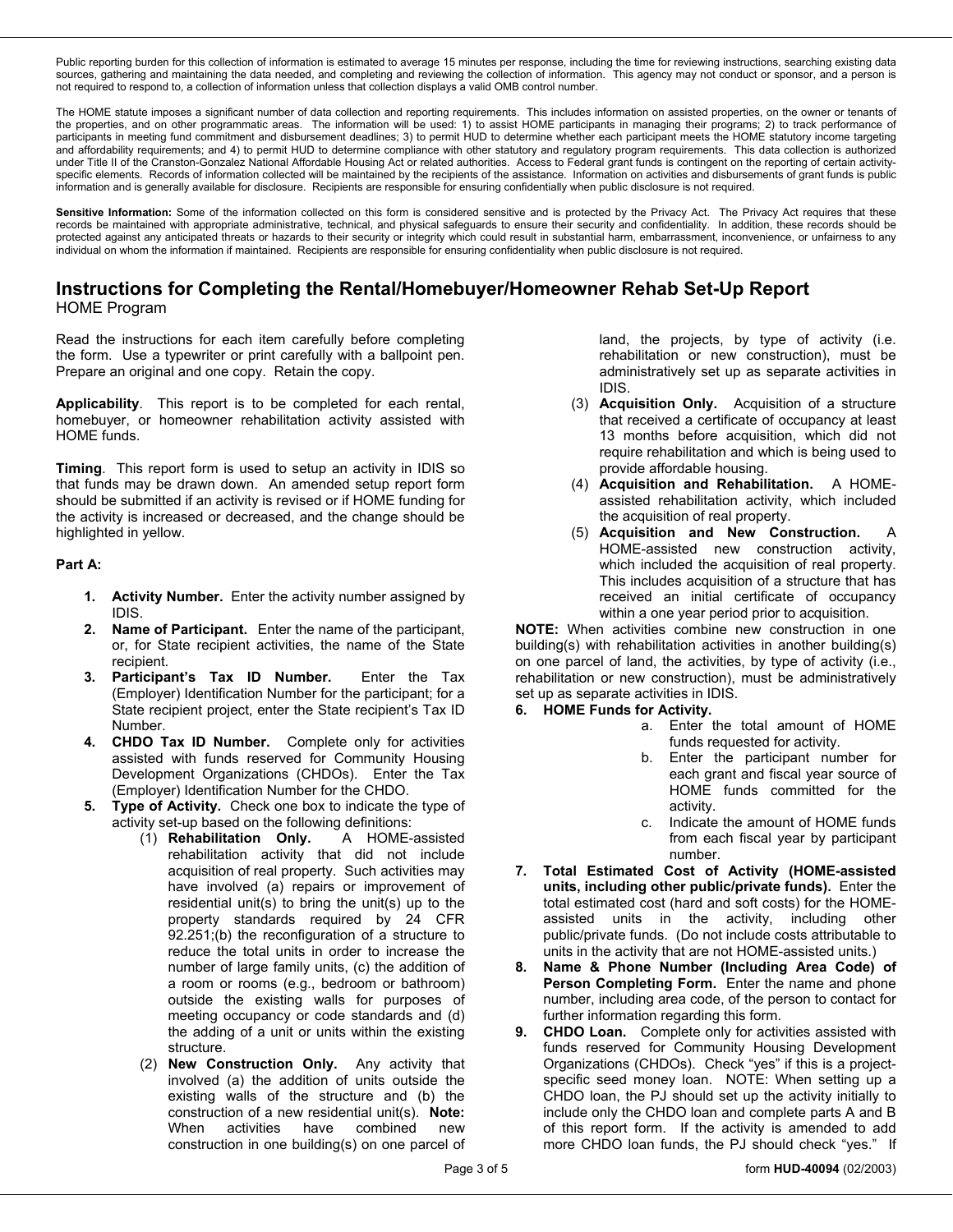Public reporting burden for this collection of information is estimated to average 15 minutes per response, including the time for reviewing instructions, searching existing data sources, gathering and maintaining the data needed, and completing and reviewing the collection of information. This agency may not conduct or sponsor, and a person is not required to respond to, a collection of information unless that collection displays a valid OMB control number.

The HOME statute imposes a significant number of data collection and reporting requirements. This includes information on assisted properties, on the owner or tenants of the properties, and on other programmatic areas. The information will be used: 1) to assist HOME participants in managing their programs; 2) to track performance of participants in meeting fund commitment and disbursement deadlines; 3) to permit HUD to determine whether each participant meets the HOME statutory income targeting and affordability requirements; and 4) to permit HUD to determine compliance with other statutory and regulatory program requirements. This data collection is authorized under Title II of the Cranston-Gonzalez National Affordable Housing Act or related authorities. Access to Federal grant funds is contingent on the reporting of certain activity-specific elements. Records of information collected will be maintained by the recipients of the assistance. Information on activities and disbursements of grant funds is public information and is generally available for disclosure. Recipients are responsible for ensuring confidentially when public disclosure is not required.

**Sensitive Information:** Some of the information collected on this form is considered sensitive and is protected by the Privacy Act. The Privacy Act requires that these records be maintained with appropriate administrative, technical, and physical safeguards to ensure their security and confidentiality. In addition, these records should be protected against any anticipated threats or hazards to their security or integrity which could result in substantial harm, embarrassment, inconvenience, or unfairness to any individual on whom the information if maintained. Recipients are responsible for ensuring confidentiality when public disclosure is not required.

# Instructions for Completing the Rental/Homebuyer/Homeowner Rehab Set-Up Report

HOME Program

Read the instructions for each item carefully before completing the form. Use a typewriter or print carefully with a ballpoint pen. Prepare an original and one copy. Retain the copy.

**Applicability**. This report is to be completed for each rental, homebuyer, or homeowner rehabilitation activity assisted with HOME funds.

**Timing**. This report form is used to setup an activity in IDIS so that funds may be drawn down. An amended setup report form should be submitted if an activity is revised or if HOME funding for the activity is increased or decreased, and the change should be highlighted in yellow.

**Part A:**

1. **Activity Number.** Enter the activity number assigned by IDIS.
2. **Name of Participant.** Enter the name of the participant, or, for State recipient activities, the name of the State recipient.
3. **Participant's Tax ID Number.** Enter the Tax (Employer) Identification Number for the participant; for a State recipient project, enter the State recipient's Tax ID Number.
4. **CHDO Tax ID Number.** Complete only for activities assisted with funds reserved for Community Housing Development Organizations (CHDOs). Enter the Tax (Employer) Identification Number for the CHDO.
5. **Type of Activity.** Check one box to indicate the type of activity set-up based on the following definitions:
   (1) **Rehabilitation Only.** A HOME-assisted rehabilitation activity that did not include acquisition of real property. Such activities may have involved (a) repairs or improvement of residential unit(s) to bring the unit(s) up to the property standards required by 24 CFR 92.251;(b) the reconfiguration of a structure to reduce the total units in order to increase the number of large family units, (c) the addition of a room or rooms (e.g., bedroom or bathroom) outside the existing walls for purposes of meeting occupancy or code standards and (d) the adding of a unit or units within the existing structure.
   (2) **New Construction Only.** Any activity that involved (a) the addition of units outside the existing walls of the structure and (b) the construction of a new residential unit(s). **Note:** When activities have combined new construction in one building(s) on one parcel of land, the projects, by type of activity (i.e. rehabilitation or new construction), must be administratively set up as separate activities in IDIS.
   (3) **Acquisition Only.** Acquisition of a structure that received a certificate of occupancy at least 13 months before acquisition, which did not require rehabilitation and which is being used to provide affordable housing.
   (4) **Acquisition and Rehabilitation.** A HOME-assisted rehabilitation activity, which included the acquisition of real property.
   (5) **Acquisition and New Construction.** A HOME-assisted new construction activity, which included the acquisition of real property. This includes acquisition of a structure that has received an initial certificate of occupancy within a one year period prior to acquisition.

**NOTE:** When activities combine new construction in one building(s) with rehabilitation activities in another building(s) on one parcel of land, the activities, by type of activity (i.e., rehabilitation or new construction), must be administratively set up as separate activities in IDIS.

6. **HOME Funds for Activity.**
   a. Enter the total amount of HOME funds requested for activity.
   b. Enter the participant number for each grant and fiscal year source of HOME funds committed for the activity.
   c. Indicate the amount of HOME funds from each fiscal year by participant number.
7. **Total Estimated Cost of Activity (HOME-assisted units, including other public/private funds).** Enter the total estimated cost (hard and soft costs) for the HOME-assisted units in the activity, including other public/private funds. (Do not include costs attributable to units in the activity that are not HOME-assisted units.)
8. **Name & Phone Number (Including Area Code) of Person Completing Form.** Enter the name and phone number, including area code, of the person to contact for further information regarding this form.
9. **CHDO Loan.** Complete only for activities assisted with funds reserved for Community Housing Development Organizations (CHDOs). Check "yes" if this is a project-specific seed money loan. NOTE: When setting up a CHDO loan, the PJ should set up the activity initially to include only the CHDO loan and complete parts A and B of this report form. If the activity is amended to add more CHDO loan funds, the PJ should check "yes." If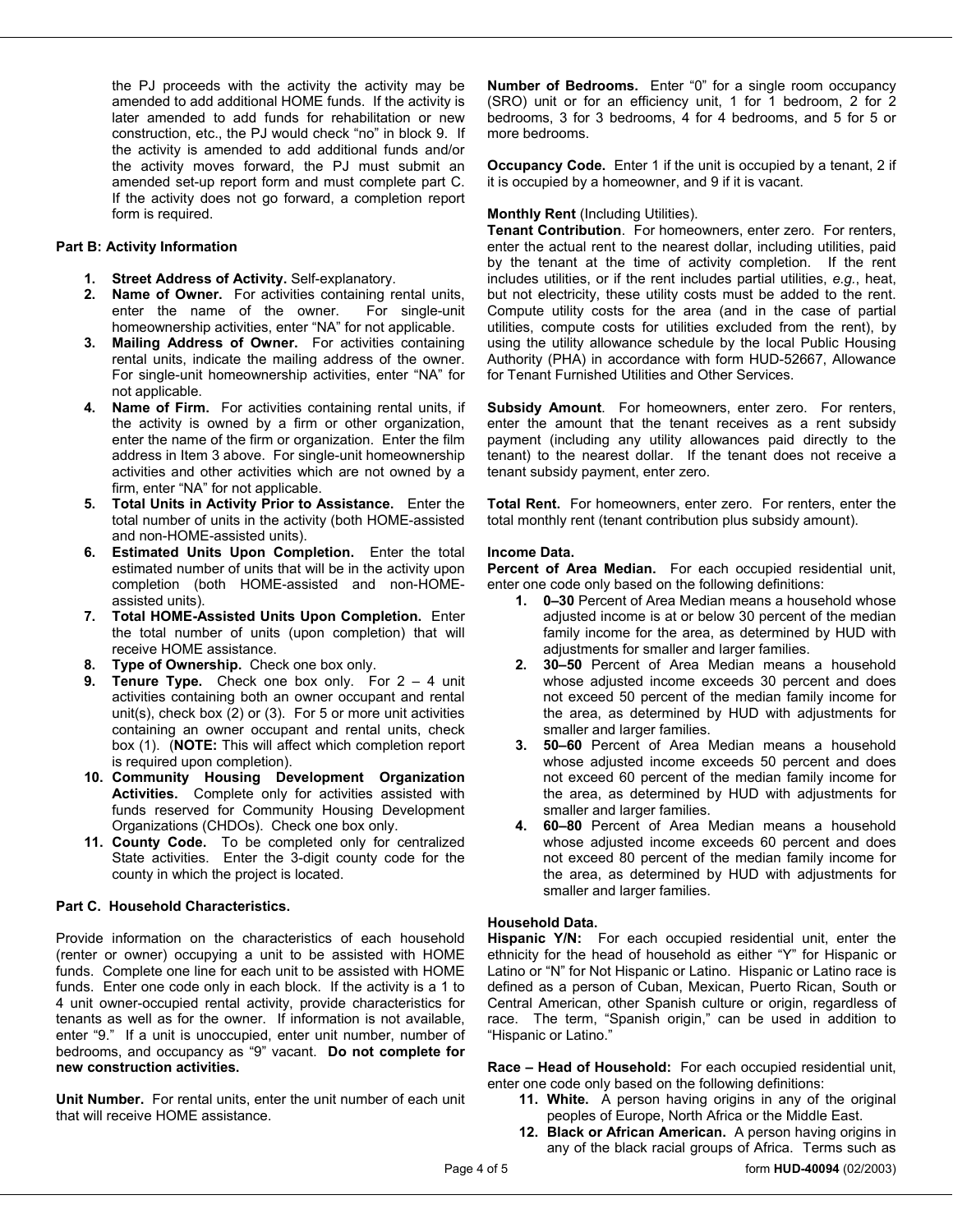the PJ proceeds with the activity the activity may be amended to add additional HOME funds. If the activity is later amended to add funds for rehabilitation or new construction, etc., the PJ would check "no" in block 9. If the activity is amended to add additional funds and/or the activity moves forward, the PJ must submit an amended set-up report form and must complete part C. If the activity does not go forward, a completion report form is required.

**Part B: Activity Information**

1. **Street Address of Activity.** Self-explanatory.
2. **Name of Owner.** For activities containing rental units, enter the name of the owner. For single-unit homeownership activities, enter "NA" for not applicable.
3. **Mailing Address of Owner.** For activities containing rental units, indicate the mailing address of the owner. For single-unit homeownership activities, enter "NA" for not applicable.
4. **Name of Firm.** For activities containing rental units, if the activity is owned by a firm or other organization, enter the name of the firm or organization. Enter the film address in Item 3 above. For single-unit homeownership activities and other activities which are not owned by a firm, enter "NA" for not applicable.
5. **Total Units in Activity Prior to Assistance.** Enter the total number of units in the activity (both HOME-assisted and non-HOME-assisted units).
6. **Estimated Units Upon Completion.** Enter the total estimated number of units that will be in the activity upon completion (both HOME-assisted and non-HOME-assisted units).
7. **Total HOME-Assisted Units Upon Completion.** Enter the total number of units (upon completion) that will receive HOME assistance.
8. **Type of Ownership.** Check one box only.
9. **Tenure Type.** Check one box only. For 2 – 4 unit activities containing both an owner occupant and rental unit(s), check box (2) or (3). For 5 or more unit activities containing an owner occupant and rental units, check box (1). (**NOTE:** This will affect which completion report is required upon completion).
10. **Community Housing Development Organization Activities.** Complete only for activities assisted with funds reserved for Community Housing Development Organizations (CHDOs). Check one box only.
11. **County Code.** To be completed only for centralized State activities. Enter the 3-digit county code for the county in which the project is located.

**Part C. Household Characteristics.**

Provide information on the characteristics of each household (renter or owner) occupying a unit to be assisted with HOME funds. Complete one line for each unit to be assisted with HOME funds. Enter one code only in each block. If the activity is a 1 to 4 unit owner-occupied rental activity, provide characteristics for tenants as well as for the owner. If information is not available, enter "9." If a unit is unoccupied, enter unit number, number of bedrooms, and occupancy as "9" vacant. **Do not complete for new construction activities.**

**Unit Number.** For rental units, enter the unit number of each unit that will receive HOME assistance.

**Number of Bedrooms.** Enter "0" for a single room occupancy (SRO) unit or for an efficiency unit, 1 for 1 bedroom, 2 for 2 bedrooms, 3 for 3 bedrooms, 4 for 4 bedrooms, and 5 for 5 or more bedrooms.

**Occupancy Code.** Enter 1 if the unit is occupied by a tenant, 2 if it is occupied by a homeowner, and 9 if it is vacant.

**Monthly Rent** (Including Utilities).
**Tenant Contribution**. For homeowners, enter zero. For renters, enter the actual rent to the nearest dollar, including utilities, paid by the tenant at the time of activity completion. If the rent includes utilities, or if the rent includes partial utilities, *e.g.*, heat, but not electricity, these utility costs must be added to the rent. Compute utility costs for the area (and in the case of partial utilities, compute costs for utilities excluded from the rent), by using the utility allowance schedule by the local Public Housing Authority (PHA) in accordance with form HUD-52667, Allowance for Tenant Furnished Utilities and Other Services.

**Subsidy Amount**. For homeowners, enter zero. For renters, enter the amount that the tenant receives as a rent subsidy payment (including any utility allowances paid directly to the tenant) to the nearest dollar. If the tenant does not receive a tenant subsidy payment, enter zero.

**Total Rent.** For homeowners, enter zero. For renters, enter the total monthly rent (tenant contribution plus subsidy amount).

**Income Data.**
**Percent of Area Median.** For each occupied residential unit, enter one code only based on the following definitions:

1. **0–30** Percent of Area Median means a household whose adjusted income is at or below 30 percent of the median family income for the area, as determined by HUD with adjustments for smaller and larger families.
2. **30–50** Percent of Area Median means a household whose adjusted income exceeds 30 percent and does not exceed 50 percent of the median family income for the area, as determined by HUD with adjustments for smaller and larger families.
3. **50–60** Percent of Area Median means a household whose adjusted income exceeds 50 percent and does not exceed 60 percent of the median family income for the area, as determined by HUD with adjustments for smaller and larger families.
4. **60–80** Percent of Area Median means a household whose adjusted income exceeds 60 percent and does not exceed 80 percent of the median family income for the area, as determined by HUD with adjustments for smaller and larger families.

**Household Data.**
**Hispanic Y/N:** For each occupied residential unit, enter the ethnicity for the head of household as either "Y" for Hispanic or Latino or "N" for Not Hispanic or Latino. Hispanic or Latino race is defined as a person of Cuban, Mexican, Puerto Rican, South or Central American, other Spanish culture or origin, regardless of race. The term, "Spanish origin," can be used in addition to "Hispanic or Latino."

**Race – Head of Household:** For each occupied residential unit, enter one code only based on the following definitions:

11. **White.** A person having origins in any of the original peoples of Europe, North Africa or the Middle East.
12. **Black or African American.** A person having origins in any of the black racial groups of Africa. Terms such as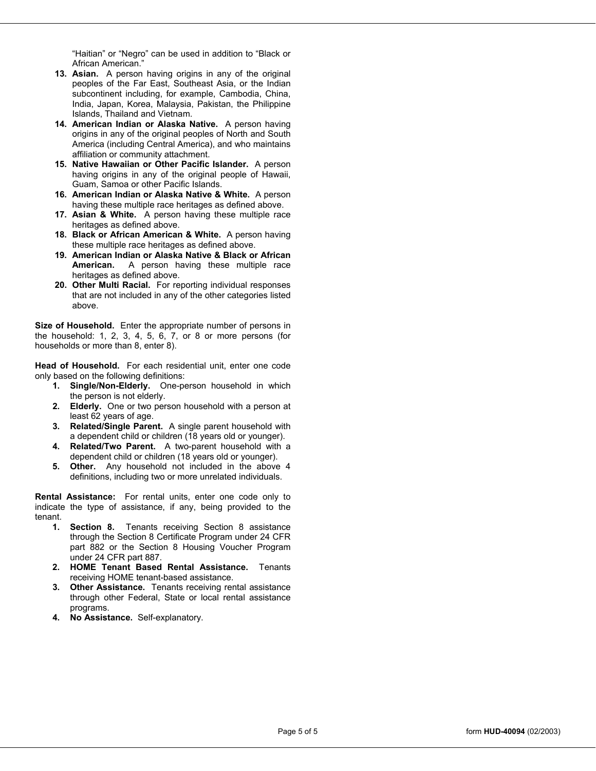"Haitian" or "Negro" can be used in addition to "Black or African American."

13. **Asian.** A person having origins in any of the original peoples of the Far East, Southeast Asia, or the Indian subcontinent including, for example, Cambodia, China, India, Japan, Korea, Malaysia, Pakistan, the Philippine Islands, Thailand and Vietnam.
14. **American Indian or Alaska Native.** A person having origins in any of the original peoples of North and South America (including Central America), and who maintains affiliation or community attachment.
15. **Native Hawaiian or Other Pacific Islander.** A person having origins in any of the original people of Hawaii, Guam, Samoa or other Pacific Islands.
16. **American Indian or Alaska Native & White.** A person having these multiple race heritages as defined above.
17. **Asian & White.** A person having these multiple race heritages as defined above.
18. **Black or African American & White.** A person having these multiple race heritages as defined above.
19. **American Indian or Alaska Native & Black or African American.** A person having these multiple race heritages as defined above.
20. **Other Multi Racial.** For reporting individual responses that are not included in any of the other categories listed above.

**Size of Household.** Enter the appropriate number of persons in the household: 1, 2, 3, 4, 5, 6, 7, or 8 or more persons (for households or more than 8, enter 8).

**Head of Household.** For each residential unit, enter one code only based on the following definitions:

1. **Single/Non-Elderly.** One-person household in which the person is not elderly.
2. **Elderly.** One or two person household with a person at least 62 years of age.
3. **Related/Single Parent.** A single parent household with a dependent child or children (18 years old or younger).
4. **Related/Two Parent.** A two-parent household with a dependent child or children (18 years old or younger).
5. **Other.** Any household not included in the above 4 definitions, including two or more unrelated individuals.

**Rental Assistance:** For rental units, enter one code only to indicate the type of assistance, if any, being provided to the tenant.

1. **Section 8.** Tenants receiving Section 8 assistance through the Section 8 Certificate Program under 24 CFR part 882 or the Section 8 Housing Voucher Program under 24 CFR part 887.
2. **HOME Tenant Based Rental Assistance.** Tenants receiving HOME tenant-based assistance.
3. **Other Assistance.** Tenants receiving rental assistance through other Federal, State or local rental assistance programs.
4. **No Assistance.** Self-explanatory.